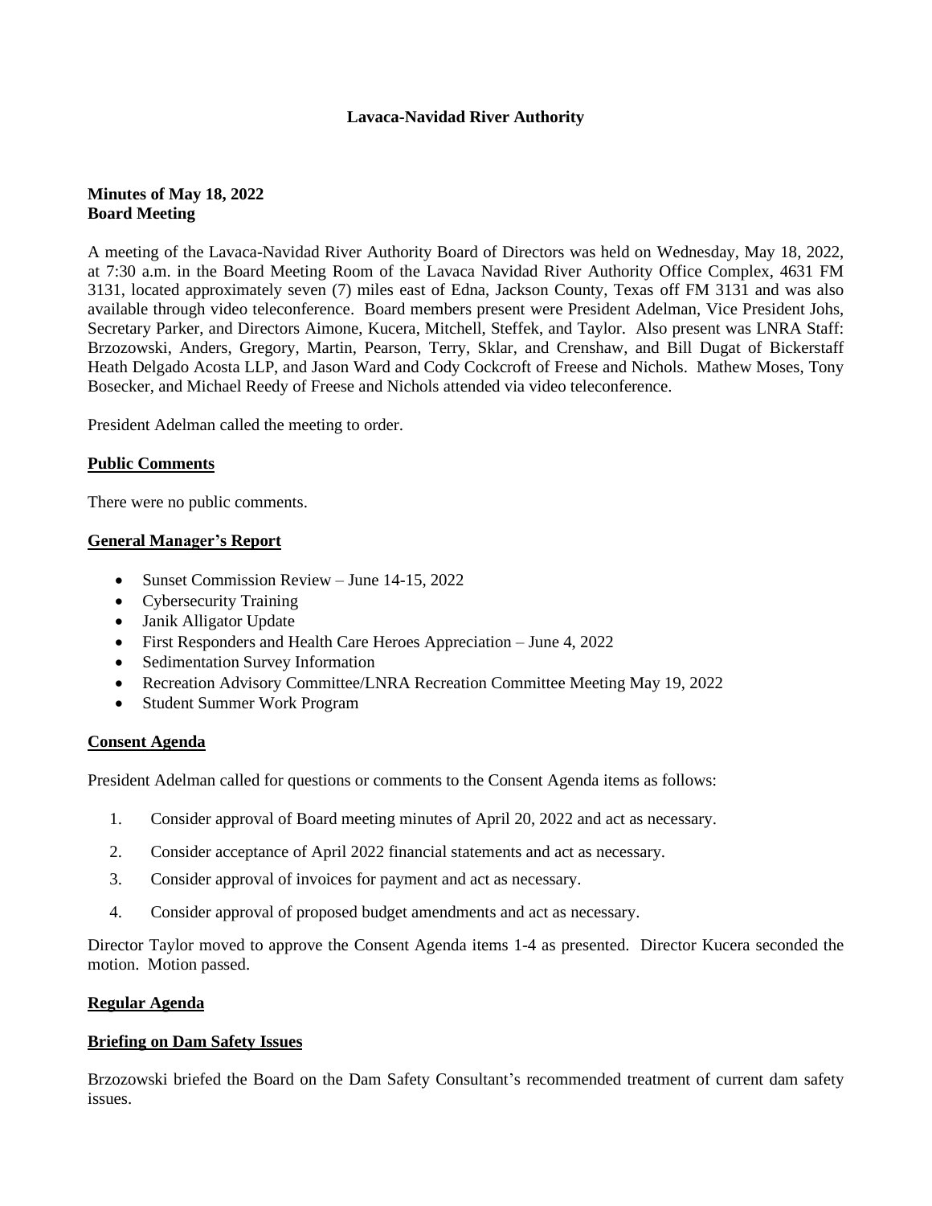# Lavaca-Navidad River Authority

**Minutes of May 18, 2022**
**Board Meeting**

A meeting of the Lavaca-Navidad River Authority Board of Directors was held on Wednesday, May 18, 2022, at 7:30 a.m. in the Board Meeting Room of the Lavaca Navidad River Authority Office Complex, 4631 FM 3131, located approximately seven (7) miles east of Edna, Jackson County, Texas off FM 3131 and was also available through video teleconference. Board members present were President Adelman, Vice President Johs, Secretary Parker, and Directors Aimone, Kucera, Mitchell, Steffek, and Taylor. Also present was LNRA Staff: Brzozowski, Anders, Gregory, Martin, Pearson, Terry, Sklar, and Crenshaw, and Bill Dugat of Bickerstaff Heath Delgado Acosta LLP, and Jason Ward and Cody Cockcroft of Freese and Nichols. Mathew Moses, Tony Bosecker, and Michael Reedy of Freese and Nichols attended via video teleconference.

President Adelman called the meeting to order.

## Public Comments

There were no public comments.

## General Manager's Report

- Sunset Commission Review – June 14-15, 2022
- Cybersecurity Training
- Janik Alligator Update
- First Responders and Health Care Heroes Appreciation – June 4, 2022
- Sedimentation Survey Information
- Recreation Advisory Committee/LNRA Recreation Committee Meeting May 19, 2022
- Student Summer Work Program

## Consent Agenda

President Adelman called for questions or comments to the Consent Agenda items as follows:

1. Consider approval of Board meeting minutes of April 20, 2022 and act as necessary.
2. Consider acceptance of April 2022 financial statements and act as necessary.
3. Consider approval of invoices for payment and act as necessary.
4. Consider approval of proposed budget amendments and act as necessary.

Director Taylor moved to approve the Consent Agenda items 1-4 as presented. Director Kucera seconded the motion. Motion passed.

## Regular Agenda

## Briefing on Dam Safety Issues

Brzozowski briefed the Board on the Dam Safety Consultant's recommended treatment of current dam safety issues.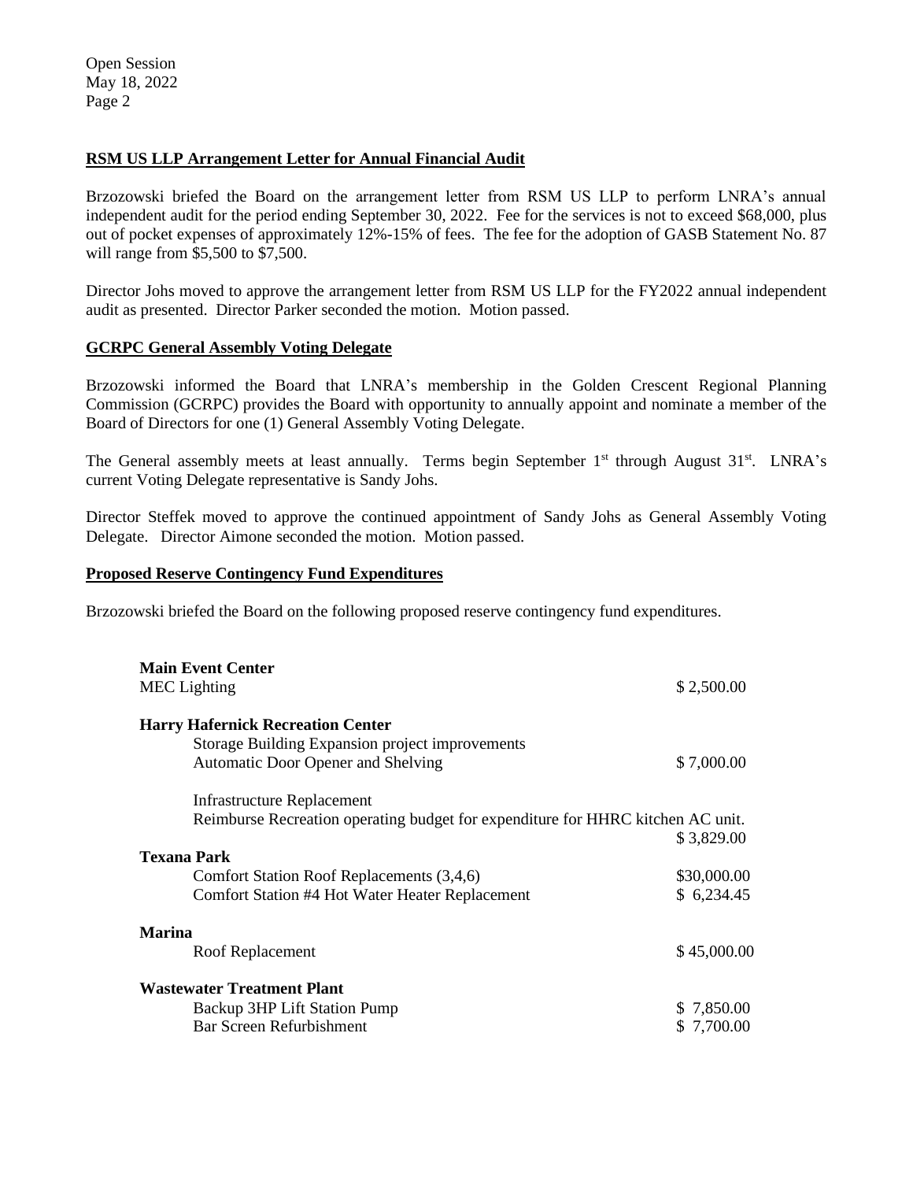**RSM US LLP Arrangement Letter for Annual Financial Audit**

Brzozowski briefed the Board on the arrangement letter from RSM US LLP to perform LNRA's annual independent audit for the period ending September 30, 2022. Fee for the services is not to exceed $68,000, plus out of pocket expenses of approximately 12%-15% of fees. The fee for the adoption of GASB Statement No. 87 will range from $5,500 to $7,500.

Director Johs moved to approve the arrangement letter from RSM US LLP for the FY2022 annual independent audit as presented. Director Parker seconded the motion. Motion passed.

**GCRPC General Assembly Voting Delegate**

Brzozowski informed the Board that LNRA's membership in the Golden Crescent Regional Planning Commission (GCRPC) provides the Board with opportunity to annually appoint and nominate a member of the Board of Directors for one (1) General Assembly Voting Delegate.

The General assembly meets at least annually. Terms begin September 1st through August 31st. LNRA's current Voting Delegate representative is Sandy Johs.

Director Steffek moved to approve the continued appointment of Sandy Johs as General Assembly Voting Delegate. Director Aimone seconded the motion. Motion passed.

**Proposed Reserve Contingency Fund Expenditures**

Brzozowski briefed the Board on the following proposed reserve contingency fund expenditures.

| | |
|---|---|
| **Main Event Center** | |
| MEC Lighting | $ 2,500.00 |
| **Harry Hafernick Recreation Center** | |
| Storage Building Expansion project improvements<br>Automatic Door Opener and Shelving | $ 7,000.00 |
| Infrastructure Replacement<br>Reimburse Recreation operating budget for expenditure for HHRC kitchen AC unit. | $ 3,829.00 |
| **Texana Park** | |
| Comfort Station Roof Replacements (3,4,6) | $30,000.00 |
| Comfort Station #4 Hot Water Heater Replacement | $ 6,234.45 |
| **Marina** | |
| Roof Replacement | $ 45,000.00 |
| **Wastewater Treatment Plant** | |
| Backup 3HP Lift Station Pump | $ 7,850.00 |
| Bar Screen Refurbishment | $ 7,700.00 |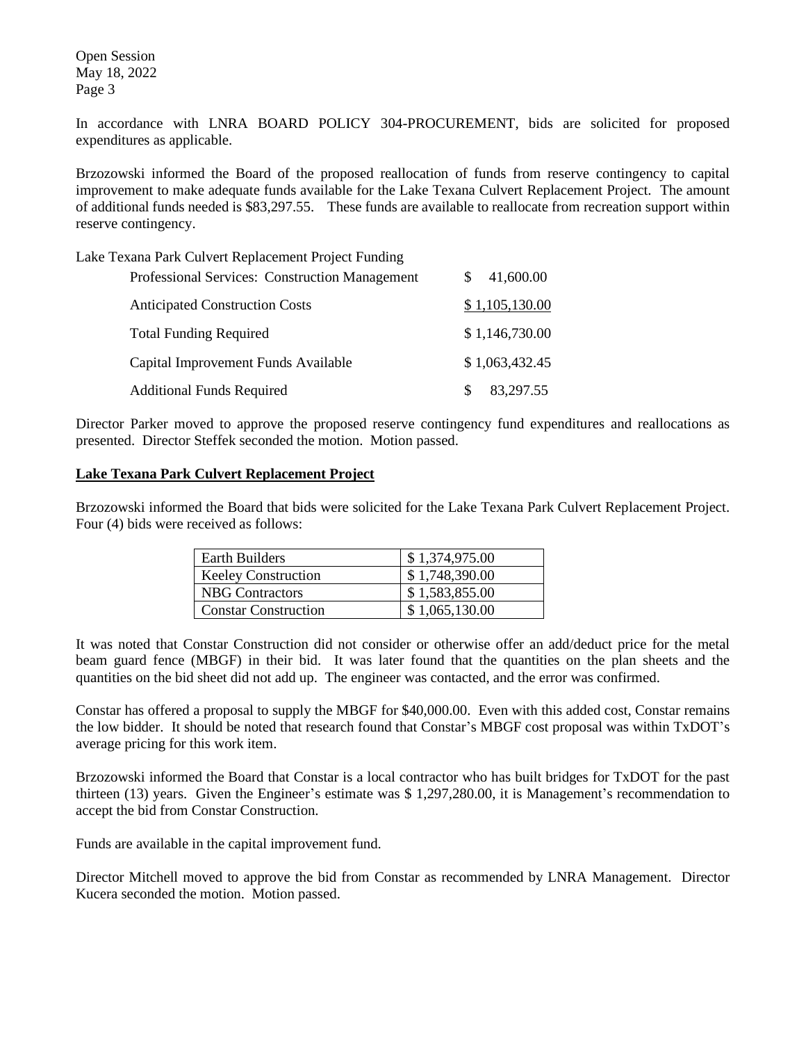In accordance with LNRA BOARD POLICY 304-PROCUREMENT, bids are solicited for proposed expenditures as applicable.

Brzozowski informed the Board of the proposed reallocation of funds from reserve contingency to capital improvement to make adequate funds available for the Lake Texana Culvert Replacement Project. The amount of additional funds needed is $83,297.55. These funds are available to reallocate from recreation support within reserve contingency.

Lake Texana Park Culvert Replacement Project Funding

| | |
|---|---|
| Professional Services: Construction Management | $ 41,600.00 |
| Anticipated Construction Costs | $ 1,105,130.00 |
| Total Funding Required | $ 1,146,730.00 |
| Capital Improvement Funds Available | $ 1,063,432.45 |
| Additional Funds Required | $ 83,297.55 |

Director Parker moved to approve the proposed reserve contingency fund expenditures and reallocations as presented. Director Steffek seconded the motion. Motion passed.

**Lake Texana Park Culvert Replacement Project**

Brzozowski informed the Board that bids were solicited for the Lake Texana Park Culvert Replacement Project. Four (4) bids were received as follows:

| | |
|---|---|
| Earth Builders | $ 1,374,975.00 |
| Keeley Construction | $ 1,748,390.00 |
| NBG Contractors | $ 1,583,855.00 |
| Constar Construction | $ 1,065,130.00 |

It was noted that Constar Construction did not consider or otherwise offer an add/deduct price for the metal beam guard fence (MBGF) in their bid. It was later found that the quantities on the plan sheets and the quantities on the bid sheet did not add up. The engineer was contacted, and the error was confirmed.

Constar has offered a proposal to supply the MBGF for $40,000.00. Even with this added cost, Constar remains the low bidder. It should be noted that research found that Constar's MBGF cost proposal was within TxDOT's average pricing for this work item.

Brzozowski informed the Board that Constar is a local contractor who has built bridges for TxDOT for the past thirteen (13) years. Given the Engineer's estimate was $ 1,297,280.00, it is Management's recommendation to accept the bid from Constar Construction.

Funds are available in the capital improvement fund.

Director Mitchell moved to approve the bid from Constar as recommended by LNRA Management. Director Kucera seconded the motion. Motion passed.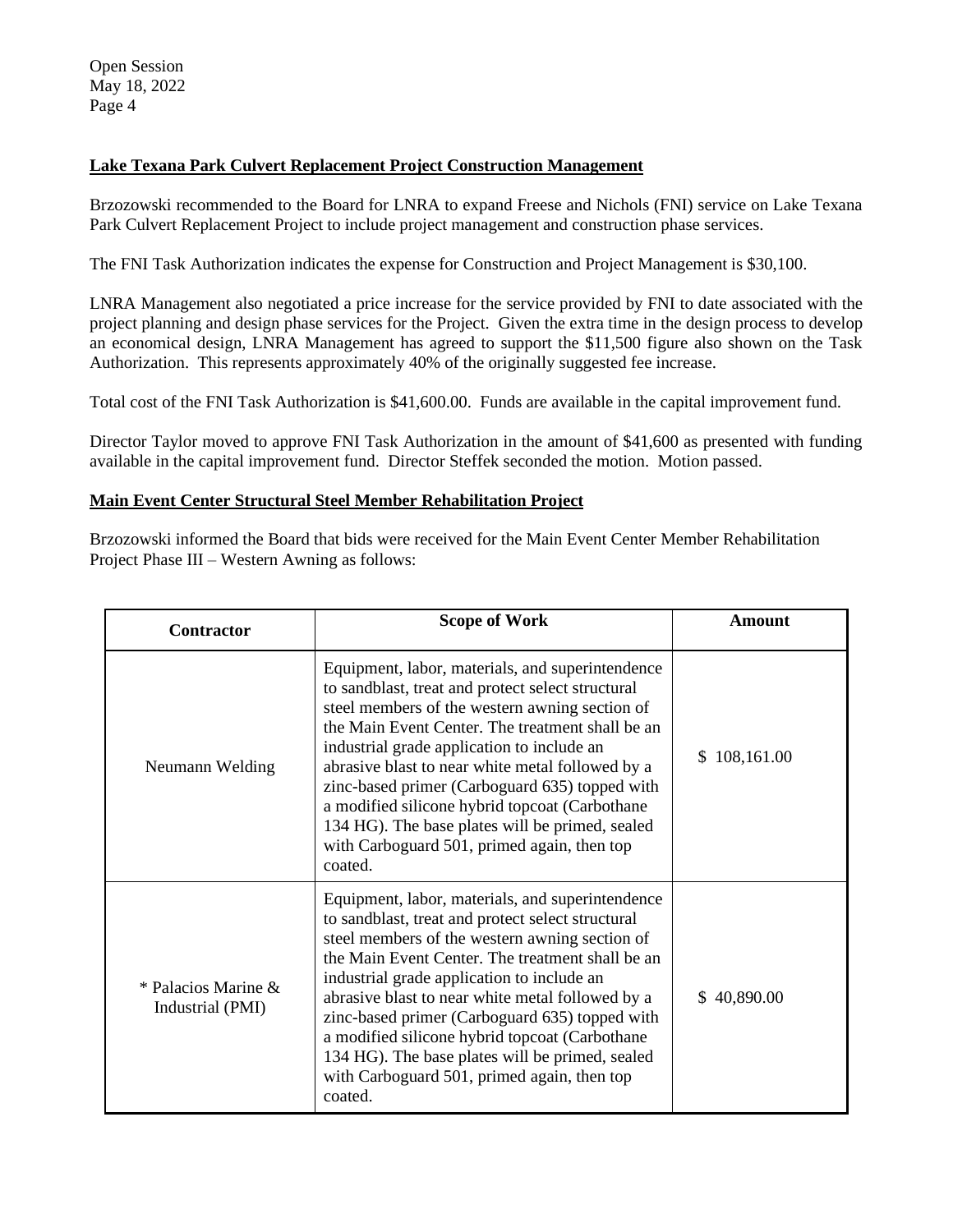**Lake Texana Park Culvert Replacement Project Construction Management**

Brzozowski recommended to the Board for LNRA to expand Freese and Nichols (FNI) service on Lake Texana Park Culvert Replacement Project to include project management and construction phase services.

The FNI Task Authorization indicates the expense for Construction and Project Management is $30,100.

LNRA Management also negotiated a price increase for the service provided by FNI to date associated with the project planning and design phase services for the Project. Given the extra time in the design process to develop an economical design, LNRA Management has agreed to support the $11,500 figure also shown on the Task Authorization. This represents approximately 40% of the originally suggested fee increase.

Total cost of the FNI Task Authorization is $41,600.00. Funds are available in the capital improvement fund.

Director Taylor moved to approve FNI Task Authorization in the amount of $41,600 as presented with funding available in the capital improvement fund. Director Steffek seconded the motion. Motion passed.

**Main Event Center Structural Steel Member Rehabilitation Project**

Brzozowski informed the Board that bids were received for the Main Event Center Member Rehabilitation Project Phase III – Western Awning as follows:

| Contractor | Scope of Work | Amount |
|---|---|---|
| Neumann Welding | Equipment, labor, materials, and superintendence to sandblast, treat and protect select structural steel members of the western awning section of the Main Event Center. The treatment shall be an industrial grade application to include an abrasive blast to near white metal followed by a zinc-based primer (Carboguard 635) topped with a modified silicone hybrid topcoat (Carbothane 134 HG). The base plates will be primed, sealed with Carboguard 501, primed again, then top coated. | $ 108,161.00 |
| * Palacios Marine & Industrial (PMI) | Equipment, labor, materials, and superintendence to sandblast, treat and protect select structural steel members of the western awning section of the Main Event Center. The treatment shall be an industrial grade application to include an abrasive blast to near white metal followed by a zinc-based primer (Carboguard 635) topped with a modified silicone hybrid topcoat (Carbothane 134 HG). The base plates will be primed, sealed with Carboguard 501, primed again, then top coated. | $ 40,890.00 |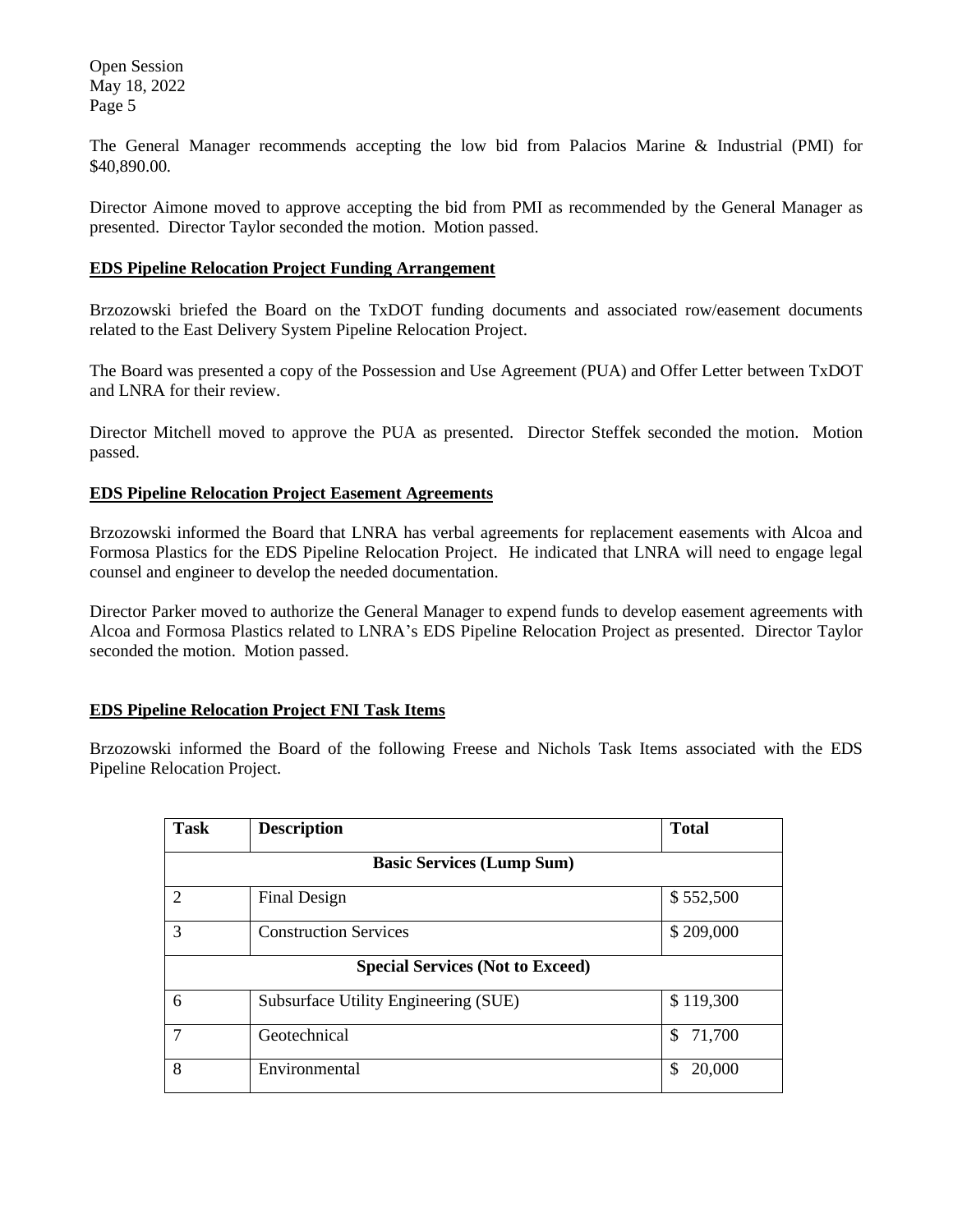The General Manager recommends accepting the low bid from Palacios Marine & Industrial (PMI) for $40,890.00.

Director Aimone moved to approve accepting the bid from PMI as recommended by the General Manager as presented. Director Taylor seconded the motion. Motion passed.

**EDS Pipeline Relocation Project Funding Arrangement**

Brzozowski briefed the Board on the TxDOT funding documents and associated row/easement documents related to the East Delivery System Pipeline Relocation Project.

The Board was presented a copy of the Possession and Use Agreement (PUA) and Offer Letter between TxDOT and LNRA for their review.

Director Mitchell moved to approve the PUA as presented. Director Steffek seconded the motion. Motion passed.

**EDS Pipeline Relocation Project Easement Agreements**

Brzozowski informed the Board that LNRA has verbal agreements for replacement easements with Alcoa and Formosa Plastics for the EDS Pipeline Relocation Project. He indicated that LNRA will need to engage legal counsel and engineer to develop the needed documentation.

Director Parker moved to authorize the General Manager to expend funds to develop easement agreements with Alcoa and Formosa Plastics related to LNRA's EDS Pipeline Relocation Project as presented. Director Taylor seconded the motion. Motion passed.

**EDS Pipeline Relocation Project FNI Task Items**

Brzozowski informed the Board of the following Freese and Nichols Task Items associated with the EDS Pipeline Relocation Project.

| Task | Description | Total |
|---|---|---|
| **Basic Services (Lump Sum)** | | |
| 2 | Final Design | $ 552,500 |
| 3 | Construction Services | $ 209,000 |
| **Special Services (Not to Exceed)** | | |
| 6 | Subsurface Utility Engineering (SUE) | $ 119,300 |
| 7 | Geotechnical | $ 71,700 |
| 8 | Environmental | $ 20,000 |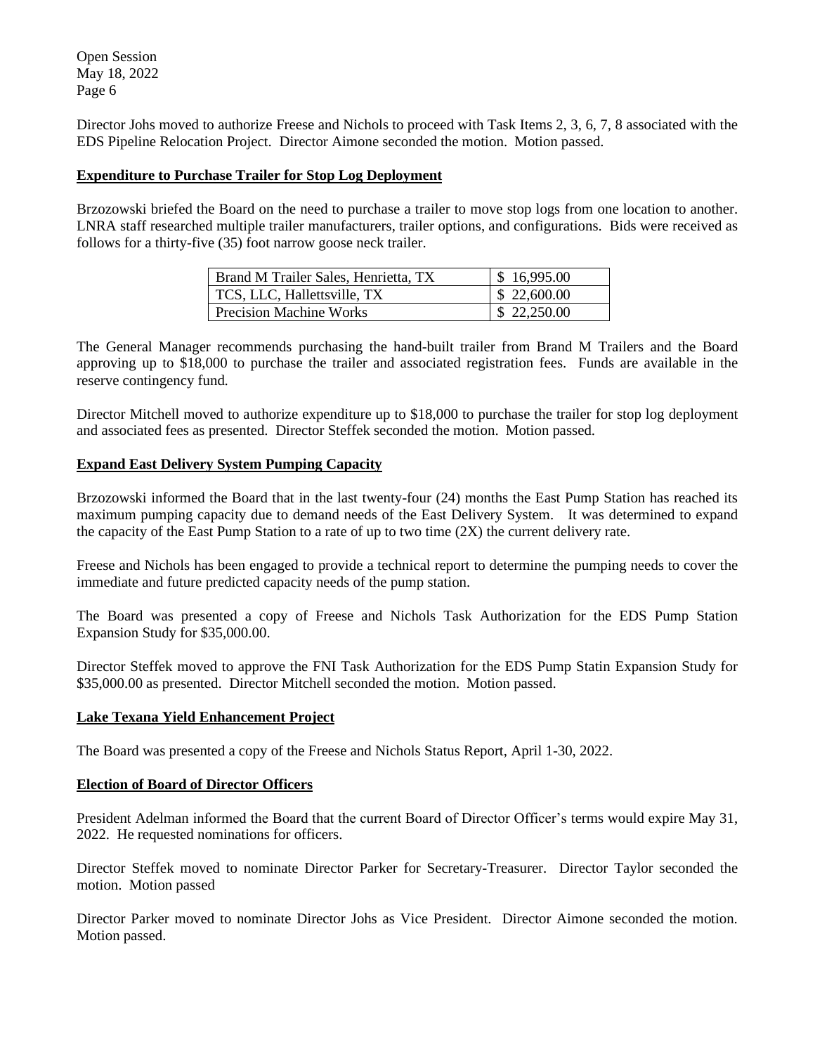Director Johs moved to authorize Freese and Nichols to proceed with Task Items 2, 3, 6, 7, 8 associated with the EDS Pipeline Relocation Project. Director Aimone seconded the motion. Motion passed.

**Expenditure to Purchase Trailer for Stop Log Deployment**

Brzozowski briefed the Board on the need to purchase a trailer to move stop logs from one location to another. LNRA staff researched multiple trailer manufacturers, trailer options, and configurations. Bids were received as follows for a thirty-five (35) foot narrow goose neck trailer.

| | |
|---|---|
| Brand M Trailer Sales, Henrietta, TX | $ 16,995.00 |
| TCS, LLC, Hallettsville, TX | $ 22,600.00 |
| Precision Machine Works | $ 22,250.00 |

The General Manager recommends purchasing the hand-built trailer from Brand M Trailers and the Board approving up to $18,000 to purchase the trailer and associated registration fees. Funds are available in the reserve contingency fund.

Director Mitchell moved to authorize expenditure up to $18,000 to purchase the trailer for stop log deployment and associated fees as presented. Director Steffek seconded the motion. Motion passed.

**Expand East Delivery System Pumping Capacity**

Brzozowski informed the Board that in the last twenty-four (24) months the East Pump Station has reached its maximum pumping capacity due to demand needs of the East Delivery System. It was determined to expand the capacity of the East Pump Station to a rate of up to two time (2X) the current delivery rate.

Freese and Nichols has been engaged to provide a technical report to determine the pumping needs to cover the immediate and future predicted capacity needs of the pump station.

The Board was presented a copy of Freese and Nichols Task Authorization for the EDS Pump Station Expansion Study for $35,000.00.

Director Steffek moved to approve the FNI Task Authorization for the EDS Pump Statin Expansion Study for $35,000.00 as presented. Director Mitchell seconded the motion. Motion passed.

**Lake Texana Yield Enhancement Project**

The Board was presented a copy of the Freese and Nichols Status Report, April 1-30, 2022.

**Election of Board of Director Officers**

President Adelman informed the Board that the current Board of Director Officer's terms would expire May 31, 2022. He requested nominations for officers.

Director Steffek moved to nominate Director Parker for Secretary-Treasurer. Director Taylor seconded the motion. Motion passed

Director Parker moved to nominate Director Johs as Vice President. Director Aimone seconded the motion. Motion passed.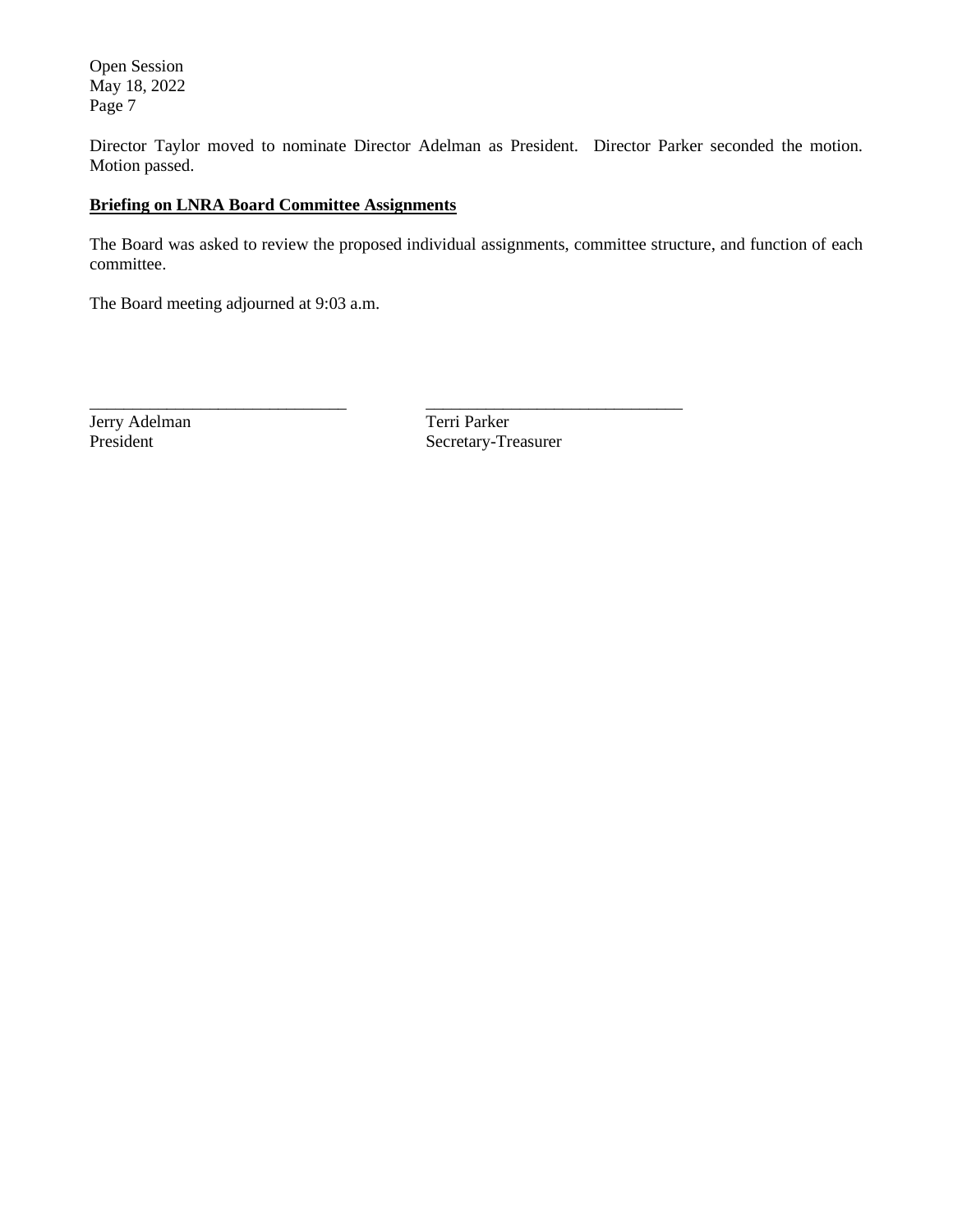Director Taylor moved to nominate Director Adelman as President. Director Parker seconded the motion. Motion passed.

**Briefing on LNRA Board Committee Assignments**

The Board was asked to review the proposed individual assignments, committee structure, and function of each committee.

The Board meeting adjourned at 9:03 a.m.

| | |
|---|---|
| ______________________________ | ______________________________ |
| Jerry Adelman | Terri Parker |
| President | Secretary-Treasurer |